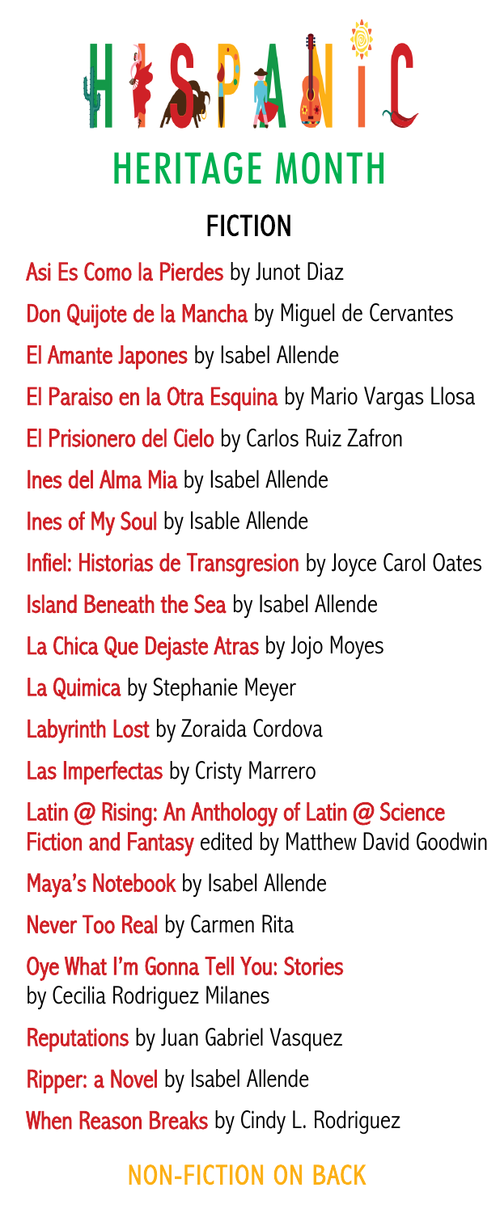# HISPANIC HERITAGE MONTH

## FICTION

**Asi Es Como la Pierdes** by Junot Diaz

**Don Quijote de la Mancha** by Miguel de Cervantes

**El Amante Japones** by Isabel Allende

**El Paraiso en la Otra Esquina** by Mario Vargas Llosa

**El Prisionero del Cielo** by Carlos Ruiz Zafron

**Ines del Alma Mia** by Isabel Allende

**Ines of My Soul** by Isable Allende

**Infiel: Historias de Transgresion** by Joyce Carol Oates

**Island Beneath the Sea** by Isabel Allende

**La Chica Que Dejaste Atras** by Jojo Moyes

**La Quimica** by Stephanie Meyer

**Labyrinth Lost** by Zoraida Cordova

**Las Imperfectas** by Cristy Marrero

**Latin @ Rising: An Anthology of Latin @ Science Fiction and Fantasy** edited by Matthew David Goodwin

**Maya's Notebook** by Isabel Allende

**Never Too Real** by Carmen Rita

**Oye What I'm Gonna Tell You: Stories** by Cecilia Rodriguez Milanes

**Reputations** by Juan Gabriel Vasquez

**Ripper: a Novel** by Isabel Allende

**When Reason Breaks** by Cindy L. Rodriguez

NON-FICTION ON BACK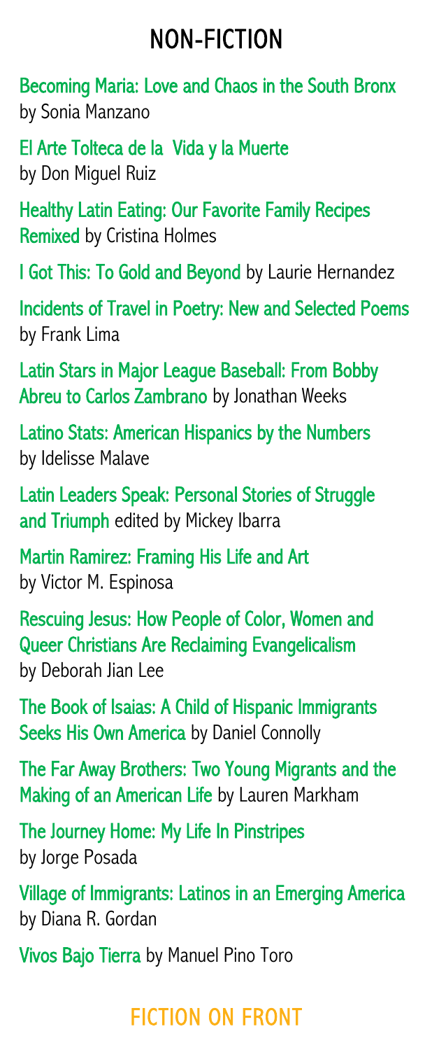# NON-FICTION

Becoming Maria: Love and Chaos in the South Bronx by Sonia Manzano

El Arte Tolteca de la Vida y la Muerte by Don Miguel Ruiz

Healthy Latin Eating: Our Favorite Family Recipes Remixed by Cristina Holmes

I Got This: To Gold and Beyond by Laurie Hernandez

Incidents of Travel in Poetry: New and Selected Poems by Frank Lima

Latin Stars in Major League Baseball: From Bobby Abreu to Carlos Zambrano by Jonathan Weeks

Latino Stats: American Hispanics by the Numbers by Idelisse Malave

Latin Leaders Speak: Personal Stories of Struggle and Triumph edited by Mickey Ibarra

Martin Ramirez: Framing His Life and Art by Victor M. Espinosa

Rescuing Jesus: How People of Color, Women and Queer Christians Are Reclaiming Evangelicalism by Deborah Jian Lee

The Book of Isaias: A Child of Hispanic Immigrants Seeks His Own America by Daniel Connolly

The Far Away Brothers: Two Young Migrants and the Making of an American Life by Lauren Markham

The Journey Home: My Life In Pinstripes by Jorge Posada

Village of Immigrants: Latinos in an Emerging America by Diana R. Gordan

Vivos Bajo Tierra by Manuel Pino Toro

FICTION ON FRONT